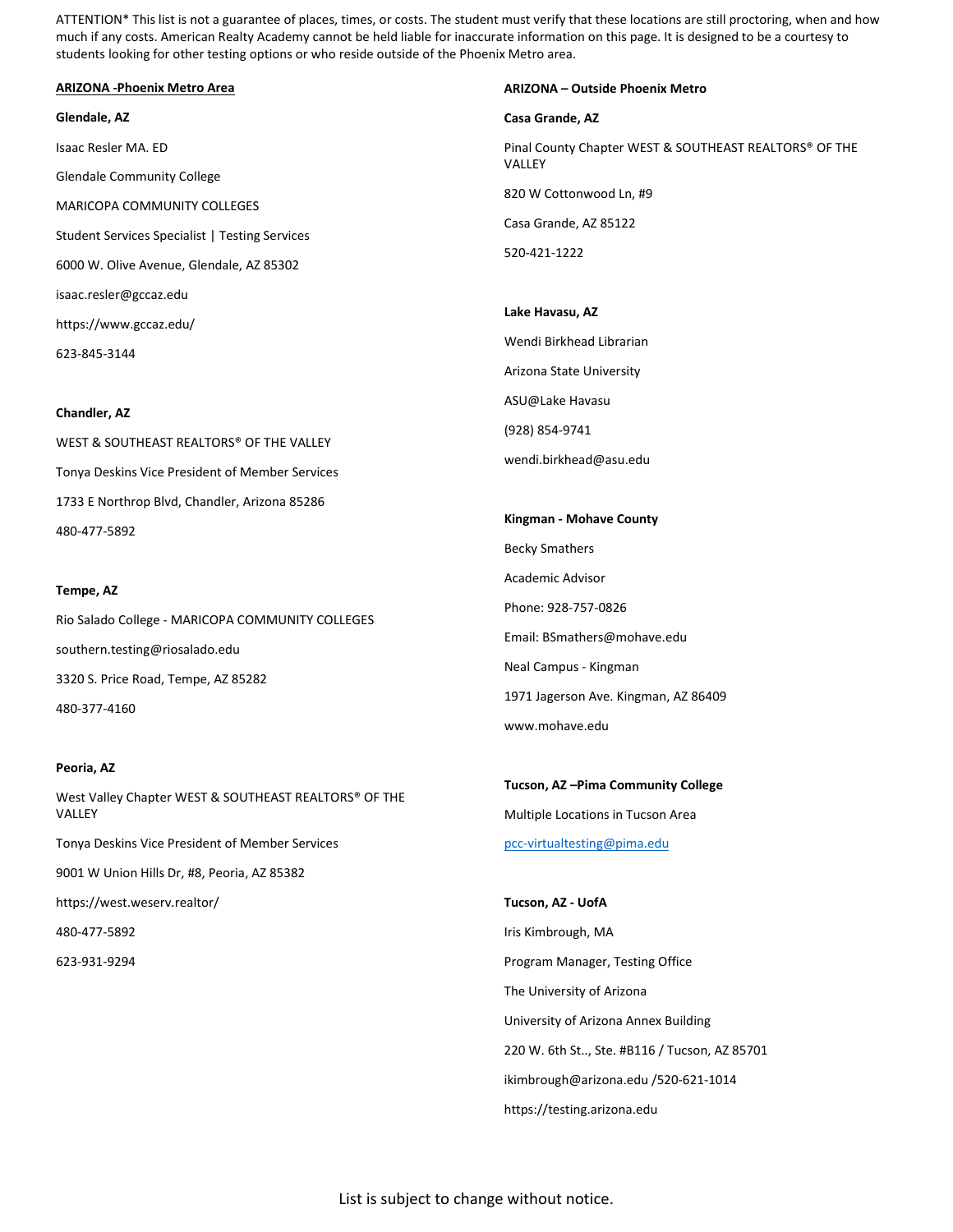ATTENTION* This list is not a guarantee of places, times, or costs. The student must verify that these locations are still proctoring, when and how much if any costs. American Realty Academy cannot be held liable for inaccurate information on this page. It is designed to be a courtesy to students looking for other testing options or who reside outside of the Phoenix Metro area.

## ARIZONA -Phoenix Metro Area

**Glendale, AZ**

Isaac Resler MA. ED

Glendale Community College

MARICOPA COMMUNITY COLLEGES

Student Services Specialist | Testing Services

6000 W. Olive Avenue, Glendale, AZ 85302

isaac.resler@gccaz.edu

https://www.gccaz.edu/

623-845-3144

**Chandler, AZ**

WEST & SOUTHEAST REALTORS® OF THE VALLEY

Tonya Deskins Vice President of Member Services

1733 E Northrop Blvd, Chandler, Arizona 85286

480-477-5892

**Tempe, AZ**

Rio Salado College - MARICOPA COMMUNITY COLLEGES

southern.testing@riosalado.edu

3320 S. Price Road, Tempe, AZ 85282

480-377-4160

**Peoria, AZ**

West Valley Chapter WEST & SOUTHEAST REALTORS® OF THE VALLEY

Tonya Deskins Vice President of Member Services

9001 W Union Hills Dr, #8, Peoria, AZ 85382

https://west.weserv.realtor/

480-477-5892

623-931-9294

## ARIZONA – Outside Phoenix Metro

**Casa Grande, AZ**

Pinal County Chapter WEST & SOUTHEAST REALTORS® OF THE VALLEY

820 W Cottonwood Ln, #9

Casa Grande, AZ 85122

520-421-1222

**Lake Havasu, AZ**

Wendi Birkhead Librarian

Arizona State University

ASU@Lake Havasu

(928) 854-9741

wendi.birkhead@asu.edu

**Kingman - Mohave County**

Becky Smathers

Academic Advisor

Phone: 928-757-0826

Email: BSmathers@mohave.edu

Neal Campus - Kingman

1971 Jagerson Ave. Kingman, AZ 86409

www.mohave.edu

**Tucson, AZ –Pima Community College**

Multiple Locations in Tucson Area

pcc-virtualtesting@pima.edu

**Tucson, AZ - UofA**

Iris Kimbrough, MA

Program Manager, Testing Office

The University of Arizona

University of Arizona Annex Building

220 W. 6th St.., Ste. #B116 / Tucson, AZ 85701

ikimbrough@arizona.edu /520-621-1014

https://testing.arizona.edu

List is subject to change without notice.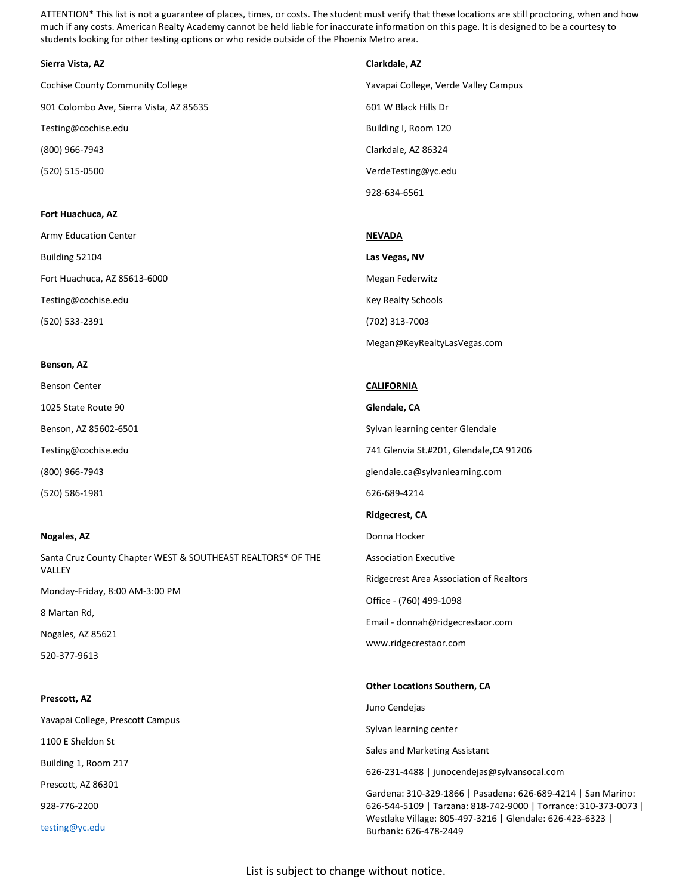ATTENTION* This list is not a guarantee of places, times, or costs. The student must verify that these locations are still proctoring, when and how much if any costs. American Realty Academy cannot be held liable for inaccurate information on this page. It is designed to be a courtesy to students looking for other testing options or who reside outside of the Phoenix Metro area.

**Sierra Vista, AZ**

Cochise County Community College

901 Colombo Ave, Sierra Vista, AZ 85635

Testing@cochise.edu

(800) 966-7943

(520) 515-0500

**Fort Huachuca, AZ**

Army Education Center

Building 52104

Fort Huachuca, AZ 85613-6000

Testing@cochise.edu

(520) 533-2391

**Benson, AZ**

Benson Center

1025 State Route 90

Benson, AZ 85602-6501

Testing@cochise.edu

(800) 966-7943

(520) 586-1981

**Nogales, AZ**

Santa Cruz County Chapter WEST & SOUTHEAST REALTORS® OF THE VALLEY

Monday-Friday, 8:00 AM-3:00 PM

8 Martan Rd,

Nogales, AZ 85621

520-377-9613

**Prescott, AZ**

Yavapai College, Prescott Campus

1100 E Sheldon St

Building 1, Room 217

Prescott, AZ 86301

928-776-2200

testing@yc.edu

**Clarkdale, AZ**

Yavapai College, Verde Valley Campus

601 W Black Hills Dr

Building I, Room 120

Clarkdale, AZ 86324

VerdeTesting@yc.edu

928-634-6561

**NEVADA**

**Las Vegas, NV**

Megan Federwitz

Key Realty Schools

(702) 313-7003

Megan@KeyRealtyLasVegas.com

**CALIFORNIA**

**Glendale, CA**

Sylvan learning center Glendale

741 Glenvia St.#201, Glendale,CA 91206

glendale.ca@sylvanlearning.com

626-689-4214

**Ridgecrest, CA**

Donna Hocker

Association Executive

Ridgecrest Area Association of Realtors

Office - (760) 499-1098

Email - donnah@ridgecrestaor.com

www.ridgecrestaor.com

**Other Locations Southern, CA**

Juno Cendejas

Sylvan learning center

Sales and Marketing Assistant

626-231-4488 | junocendejas@sylvansocal.com

Gardena: 310-329-1866 | Pasadena: 626-689-4214 | San Marino: 626-544-5109 | Tarzana: 818-742-9000 | Torrance: 310-373-0073 | Westlake Village: 805-497-3216 | Glendale: 626-423-6323 | Burbank: 626-478-2449

List is subject to change without notice.